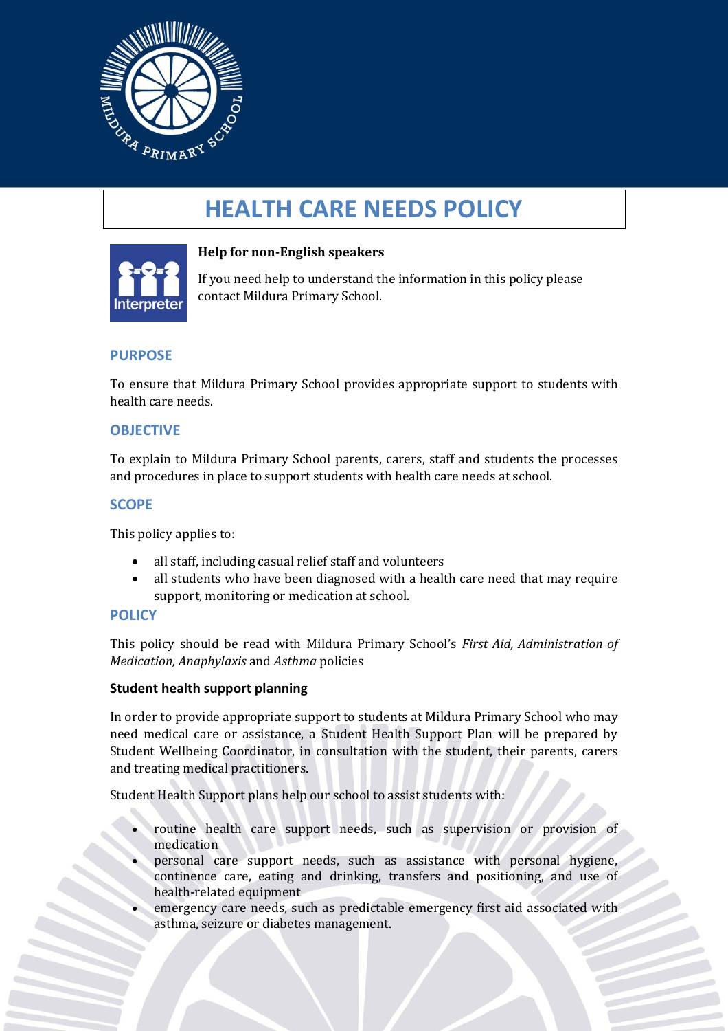# HEALTH CARE NEEDS POLICY

**Help for non-English speakers**

If you need help to understand the information in this policy please contact Mildura Primary School.

## PURPOSE

To ensure that Mildura Primary School provides appropriate support to students with health care needs.

## OBJECTIVE

To explain to Mildura Primary School parents, carers, staff and students the processes and procedures in place to support students with health care needs at school.

## SCOPE

This policy applies to:

- all staff, including casual relief staff and volunteers
- all students who have been diagnosed with a health care need that may require support, monitoring or medication at school.

## POLICY

This policy should be read with Mildura Primary School's *First Aid, Administration of Medication, Anaphylaxis* and *Asthma* policies

### Student health support planning

In order to provide appropriate support to students at Mildura Primary School who may need medical care or assistance, a Student Health Support Plan will be prepared by Student Wellbeing Coordinator, in consultation with the student, their parents, carers and treating medical practitioners.

Student Health Support plans help our school to assist students with:

- routine health care support needs, such as supervision or provision of medication
- personal care support needs, such as assistance with personal hygiene, continence care, eating and drinking, transfers and positioning, and use of health-related equipment
- emergency care needs, such as predictable emergency first aid associated with asthma, seizure or diabetes management.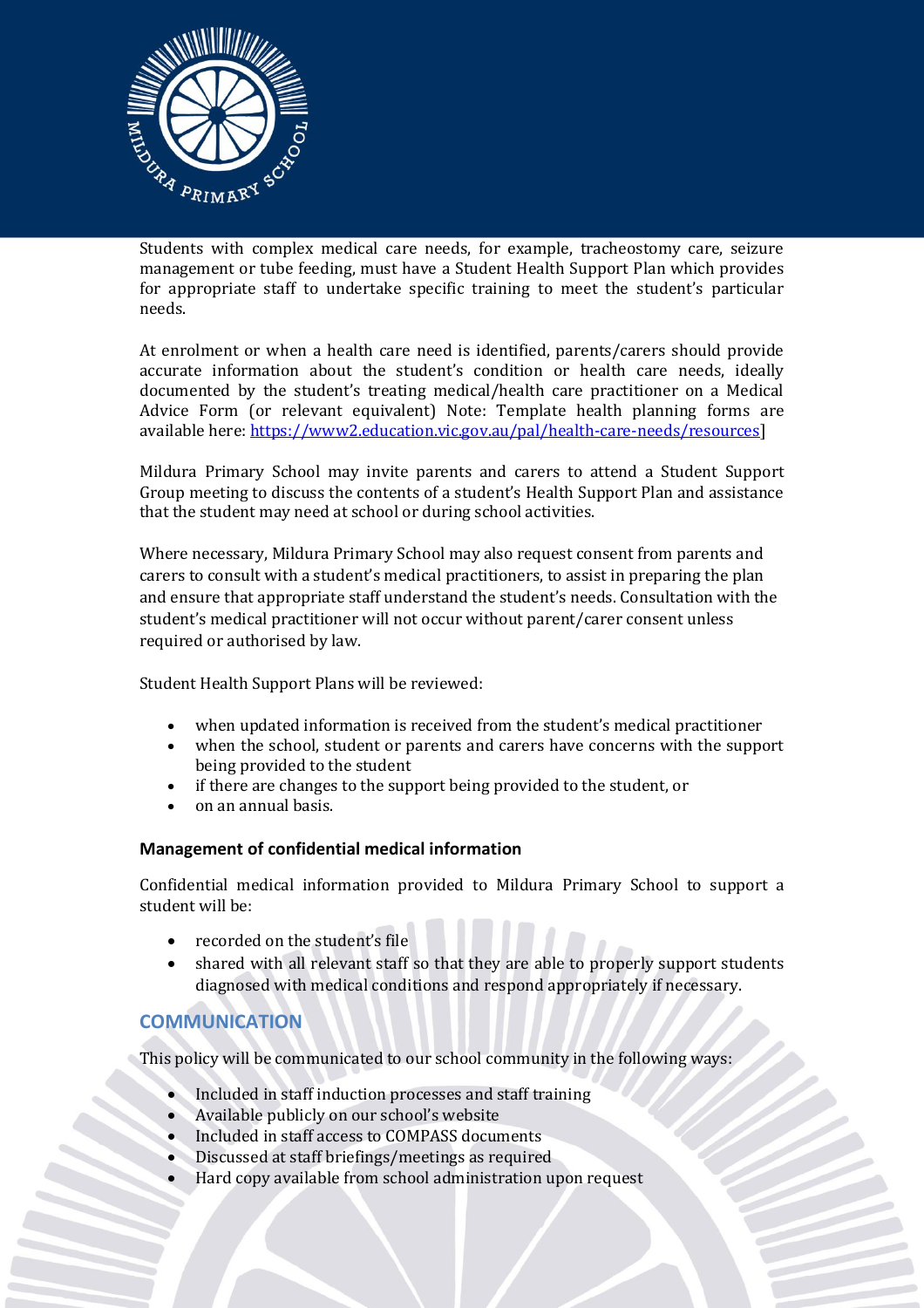Students with complex medical care needs, for example, tracheostomy care, seizure management or tube feeding, must have a Student Health Support Plan which provides for appropriate staff to undertake specific training to meet the student's particular needs.

At enrolment or when a health care need is identified, parents/carers should provide accurate information about the student's condition or health care needs, ideally documented by the student's treating medical/health care practitioner on a Medical Advice Form (or relevant equivalent) Note: Template health planning forms are available here: [https://www2.education.vic.gov.au/pal/health-care-needs/resources](https://www2.education.vic.gov.au/pal/health-care-needs/resources)]

Mildura Primary School may invite parents and carers to attend a Student Support Group meeting to discuss the contents of a student's Health Support Plan and assistance that the student may need at school or during school activities.

Where necessary, Mildura Primary School may also request consent from parents and carers to consult with a student's medical practitioners, to assist in preparing the plan and ensure that appropriate staff understand the student's needs. Consultation with the student's medical practitioner will not occur without parent/carer consent unless required or authorised by law.

Student Health Support Plans will be reviewed:

- when updated information is received from the student's medical practitioner
- when the school, student or parents and carers have concerns with the support being provided to the student
- if there are changes to the support being provided to the student, or
- on an annual basis.

### Management of confidential medical information

Confidential medical information provided to Mildura Primary School to support a student will be:

- recorded on the student's file
- shared with all relevant staff so that they are able to properly support students diagnosed with medical conditions and respond appropriately if necessary.

## COMMUNICATION

This policy will be communicated to our school community in the following ways:

- Included in staff induction processes and staff training
- Available publicly on our school's website
- Included in staff access to COMPASS documents
- Discussed at staff briefings/meetings as required
- Hard copy available from school administration upon request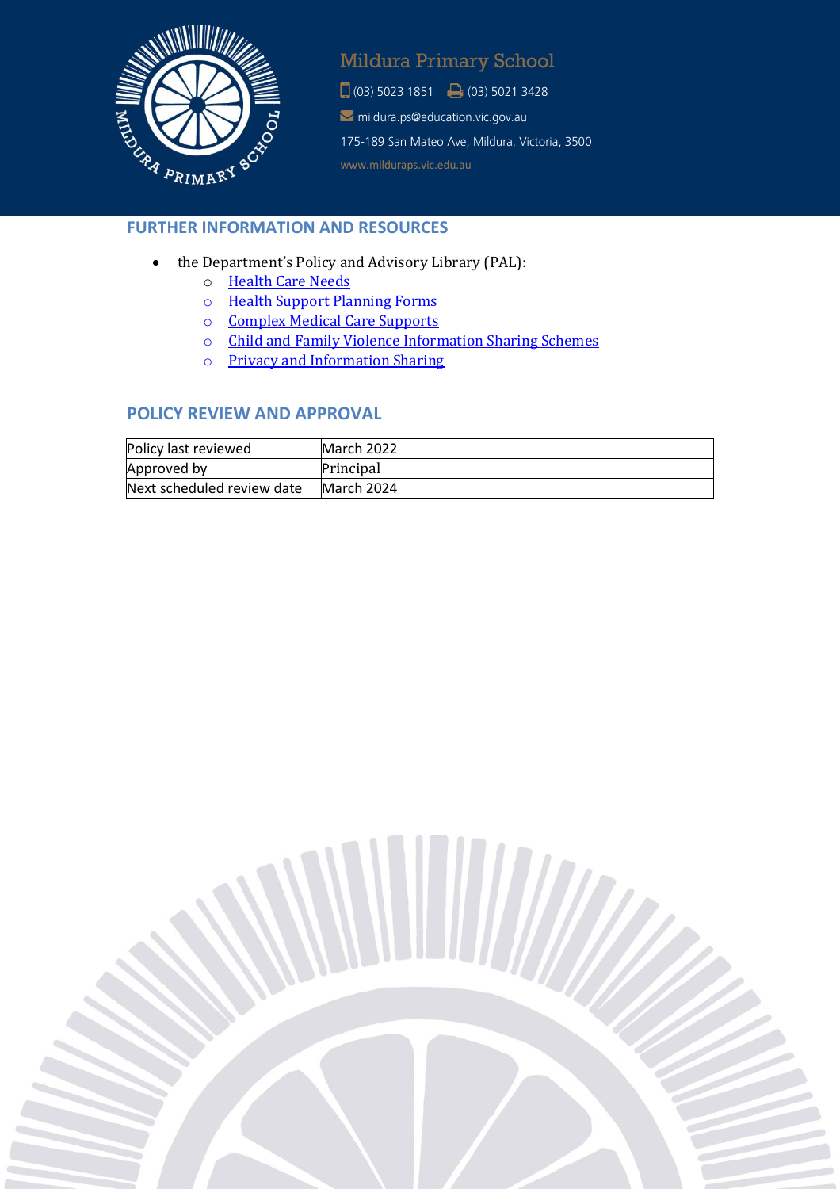## FURTHER INFORMATION AND RESOURCES

- the Department's Policy and Advisory Library (PAL):
  - Health Care Needs
  - Health Support Planning Forms
  - Complex Medical Care Supports
  - Child and Family Violence Information Sharing Schemes
  - Privacy and Information Sharing

## POLICY REVIEW AND APPROVAL

| | |
|---|---|
| Policy last reviewed | March 2022 |
| Approved by | Principal |
| Next scheduled review date | March 2024 |